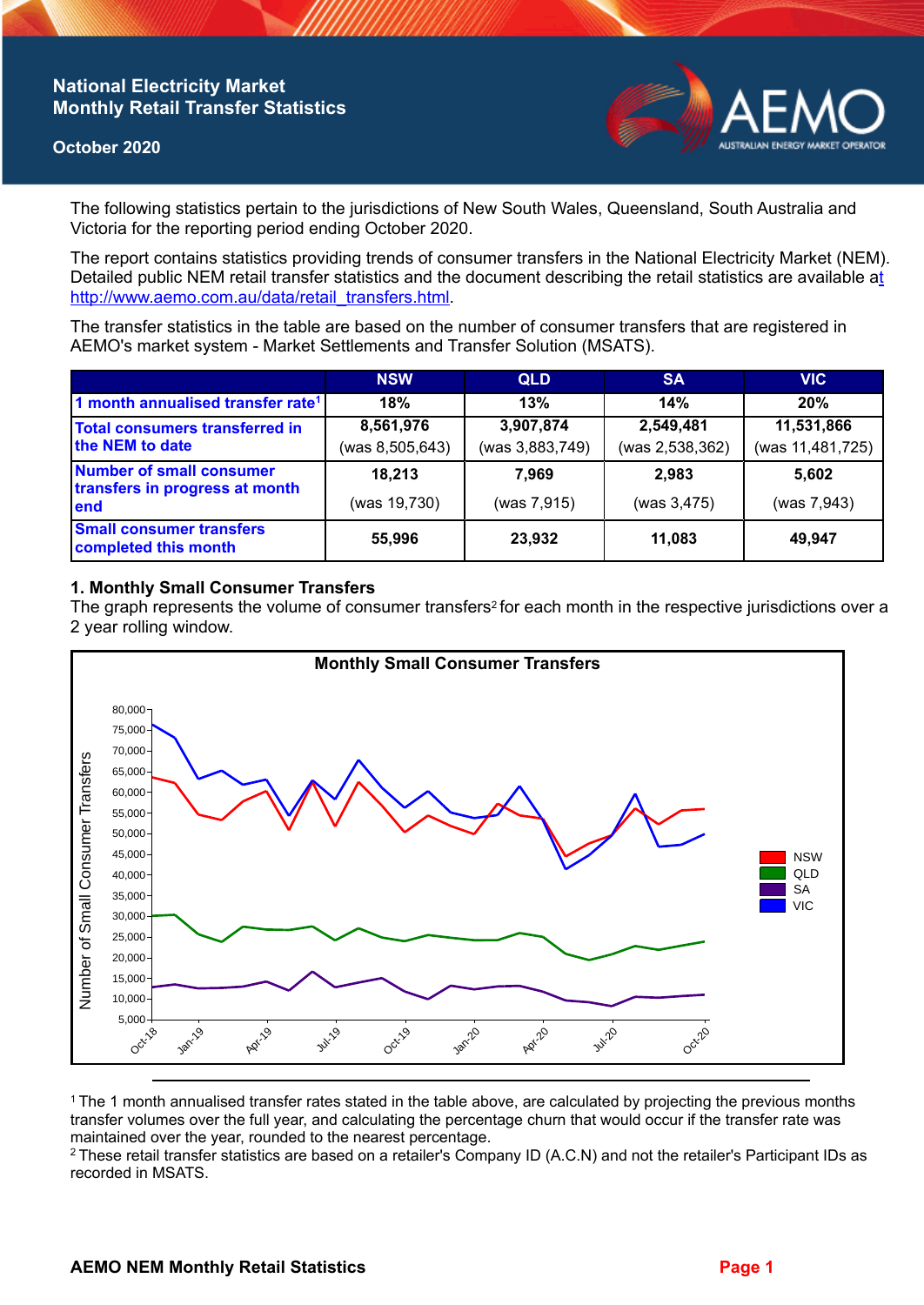# National Electricity Market Monthly Retail Transfer Statistics

**October 2020**

The following statistics pertain to the jurisdictions of New South Wales, Queensland, South Australia and Victoria for the reporting period ending October 2020.

The report contains statistics providing trends of consumer transfers in the National Electricity Market (NEM). Detailed public NEM retail transfer statistics and the document describing the retail statistics are available at http://www.aemo.com.au/data/retail_transfers.html.

The transfer statistics in the table are based on the number of consumer transfers that are registered in AEMO's market system - Market Settlements and Transfer Solution (MSATS).

| | NSW | QLD | SA | VIC |
|---|---|---|---|---|
| 1 month annualised transfer rate[1] | 18% | 13% | 14% | 20% |
| Total consumers transferred in the NEM to date | 8,561,976 (was 8,505,643) | 3,907,874 (was 3,883,749) | 2,549,481 (was 2,538,362) | 11,531,866 (was 11,481,725) |
| Number of small consumer transfers in progress at month end | 18,213 (was 19,730) | 7,969 (was 7,915) | 2,983 (was 3,475) | 5,602 (was 7,943) |
| Small consumer transfers completed this month | 55,996 | 23,932 | 11,083 | 49,947 |

## 1. Monthly Small Consumer Transfers

The graph represents the volume of consumer transfers[2] for each month in the respective jurisdictions over a 2 year rolling window.

[1] The 1 month annualised transfer rates stated in the table above, are calculated by projecting the previous months transfer volumes over the full year, and calculating the percentage churn that would occur if the transfer rate was maintained over the year, rounded to the nearest percentage.

[2] These retail transfer statistics are based on a retailer's Company ID (A.C.N) and not the retailer's Participant IDs as recorded in MSATS.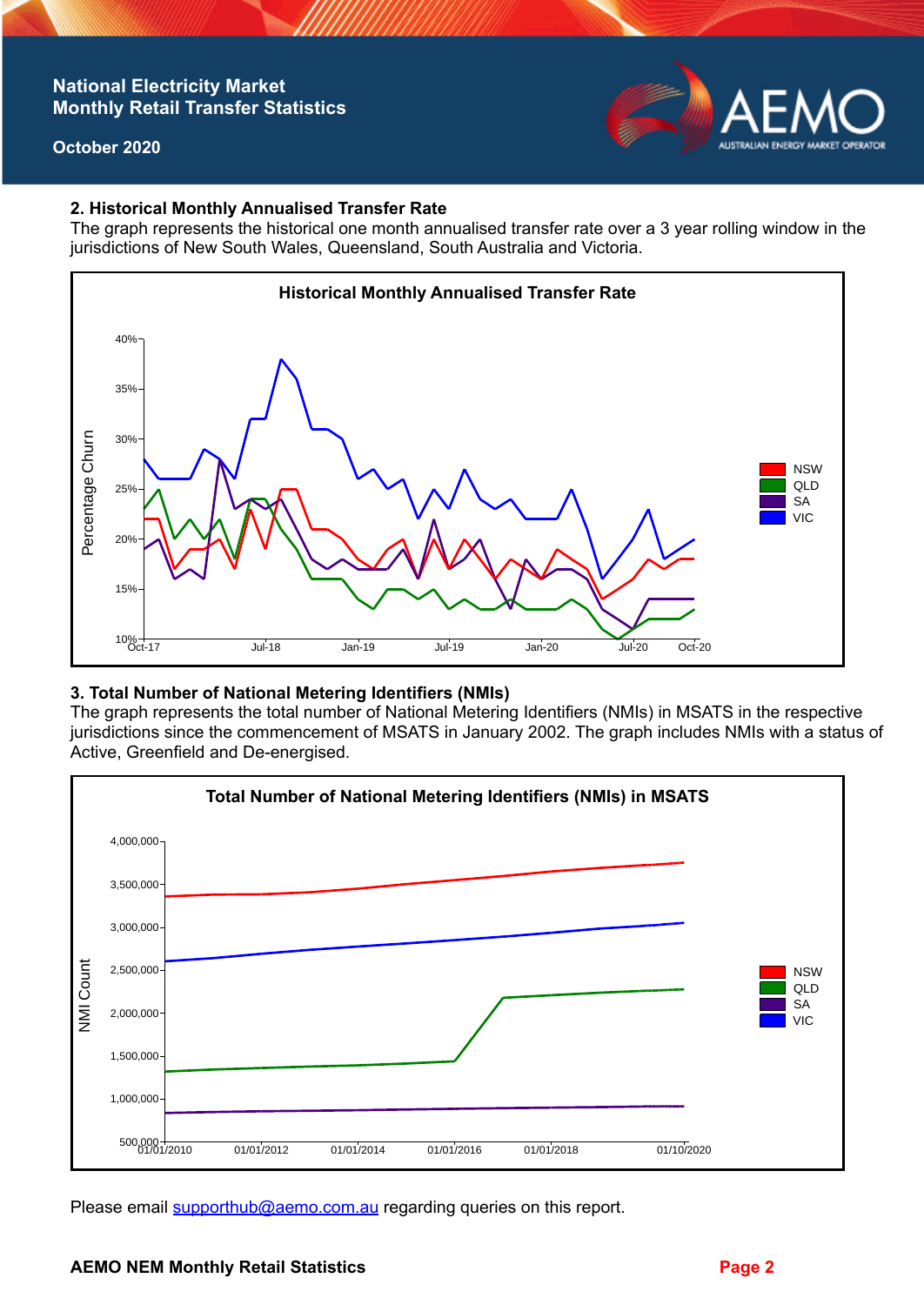National Electricity Market
Monthly Retail Transfer Statistics

October 2020

## 2. Historical Monthly Annualised Transfer Rate

The graph represents the historical one month annualised transfer rate over a 3 year rolling window in the jurisdictions of New South Wales, Queensland, South Australia and Victoria.

Historical Monthly Annualised Transfer Rate

Percentage Churn

40%
35%
30%
25%
20%
15%
10%

Oct-17
Jul-18
Jan-19
Jul-19
Jan-20
Jul-20
Oct-20

NSW
QLD
SA
VIC

## 3. Total Number of National Metering Identifiers (NMIs)

The graph represents the total number of National Metering Identifiers (NMIs) in MSATS in the respective jurisdictions since the commencement of MSATS in January 2002. The graph includes NMIs with a status of Active, Greenfield and De-energised.

Total Number of National Metering Identifiers (NMIs) in MSATS

NMI Count

4,000,000
3,500,000
3,000,000
2,500,000
2,000,000
1,500,000
1,000,000
500,000

01/01/2010
01/01/2012
01/01/2014
01/01/2016
01/01/2018
01/10/2020

NSW
QLD
SA
VIC

Please email supporthub@aemo.com.au regarding queries on this report.